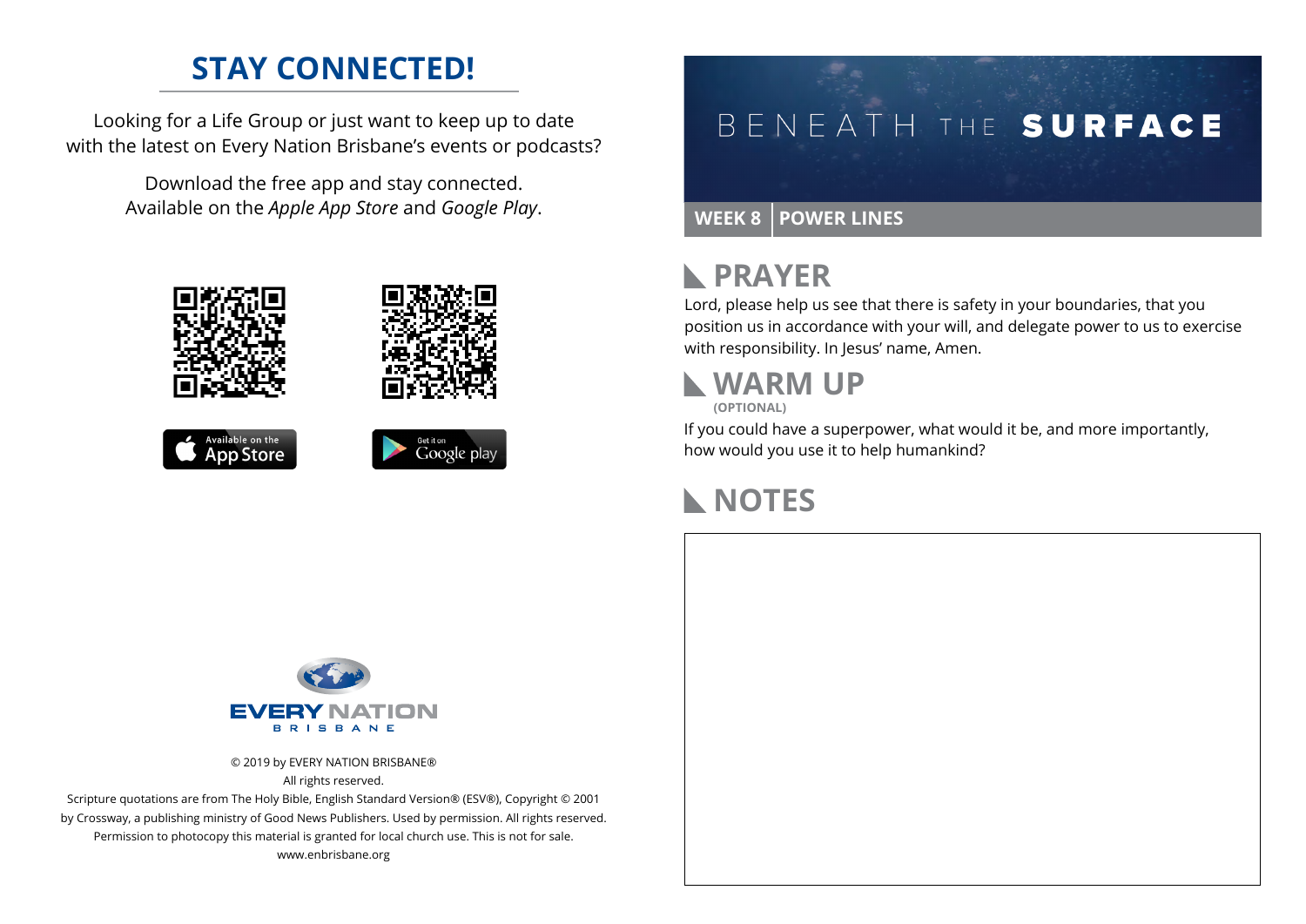## STAY CONNECTED!

Looking for a Life Group or just want to keep up to date with the latest on Every Nation Brisbane's events or podcasts?

Download the free app and stay connected. Available on the *Apple App Store* and *Google Play*.

Available on the App Store

Get it on Google play

EVERY NATION BRISBANE

© 2019 by EVERY NATION BRISBANE®
All rights reserved.
Scripture quotations are from The Holy Bible, English Standard Version® (ESV®), Copyright © 2001 by Crossway, a publishing ministry of Good News Publishers. Used by permission. All rights reserved.
Permission to photocopy this material is granted for local church use. This is not for sale.
www.enbrisbane.org

# BENEATH THE SURFACE

**WEEK 8 | POWER LINES**

## PRAYER

Lord, please help us see that there is safety in your boundaries, that you position us in accordance with your will, and delegate power to us to exercise with responsibility. In Jesus' name, Amen.

## WARM UP

**(OPTIONAL)**

If you could have a superpower, what would it be, and more importantly, how would you use it to help humankind?

## NOTES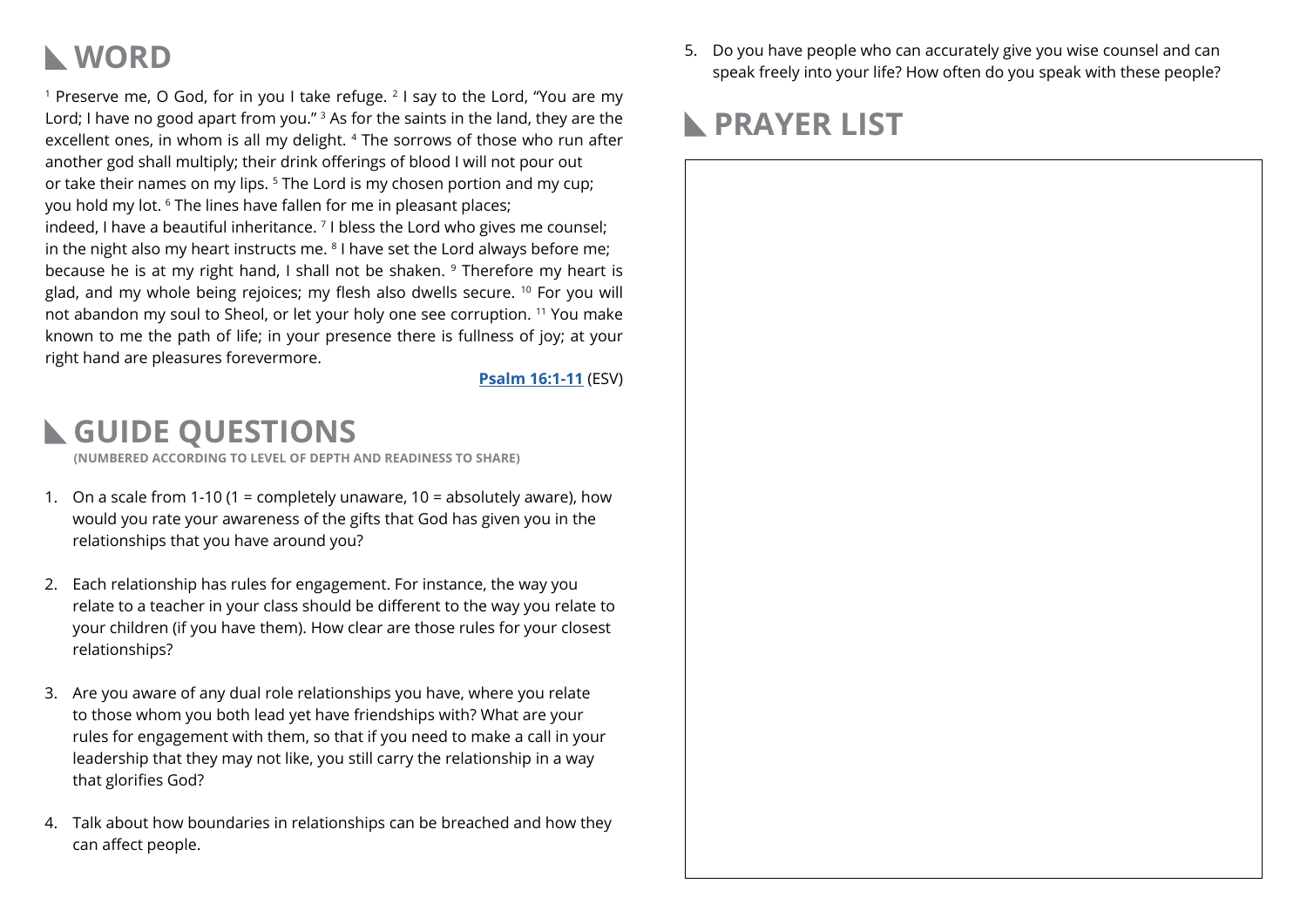## WORD

[1] Preserve me, O God, for in you I take refuge. [2] I say to the Lord, "You are my Lord; I have no good apart from you." [3] As for the saints in the land, they are the excellent ones, in whom is all my delight. [4] The sorrows of those who run after another god shall multiply; their drink offerings of blood I will not pour out or take their names on my lips. [5] The Lord is my chosen portion and my cup; you hold my lot. [6] The lines have fallen for me in pleasant places; indeed, I have a beautiful inheritance. [7] I bless the Lord who gives me counsel; in the night also my heart instructs me. [8] I have set the Lord always before me; because he is at my right hand, I shall not be shaken. [9] Therefore my heart is glad, and my whole being rejoices; my flesh also dwells secure. [10] For you will not abandon my soul to Sheol, or let your holy one see corruption. [11] You make known to me the path of life; in your presence there is fullness of joy; at your right hand are pleasures forevermore.

**Psalm 16:1-11** (ESV)

## GUIDE QUESTIONS

**(NUMBERED ACCORDING TO LEVEL OF DEPTH AND READINESS TO SHARE)**

1. On a scale from 1-10 (1 = completely unaware, 10 = absolutely aware), how would you rate your awareness of the gifts that God has given you in the relationships that you have around you?

2. Each relationship has rules for engagement. For instance, the way you relate to a teacher in your class should be different to the way you relate to your children (if you have them). How clear are those rules for your closest relationships?

3. Are you aware of any dual role relationships you have, where you relate to those whom you both lead yet have friendships with? What are your rules for engagement with them, so that if you need to make a call in your leadership that they may not like, you still carry the relationship in a way that glorifies God?

4. Talk about how boundaries in relationships can be breached and how they can affect people.

5. Do you have people who can accurately give you wise counsel and can speak freely into your life? How often do you speak with these people?

## PRAYER LIST